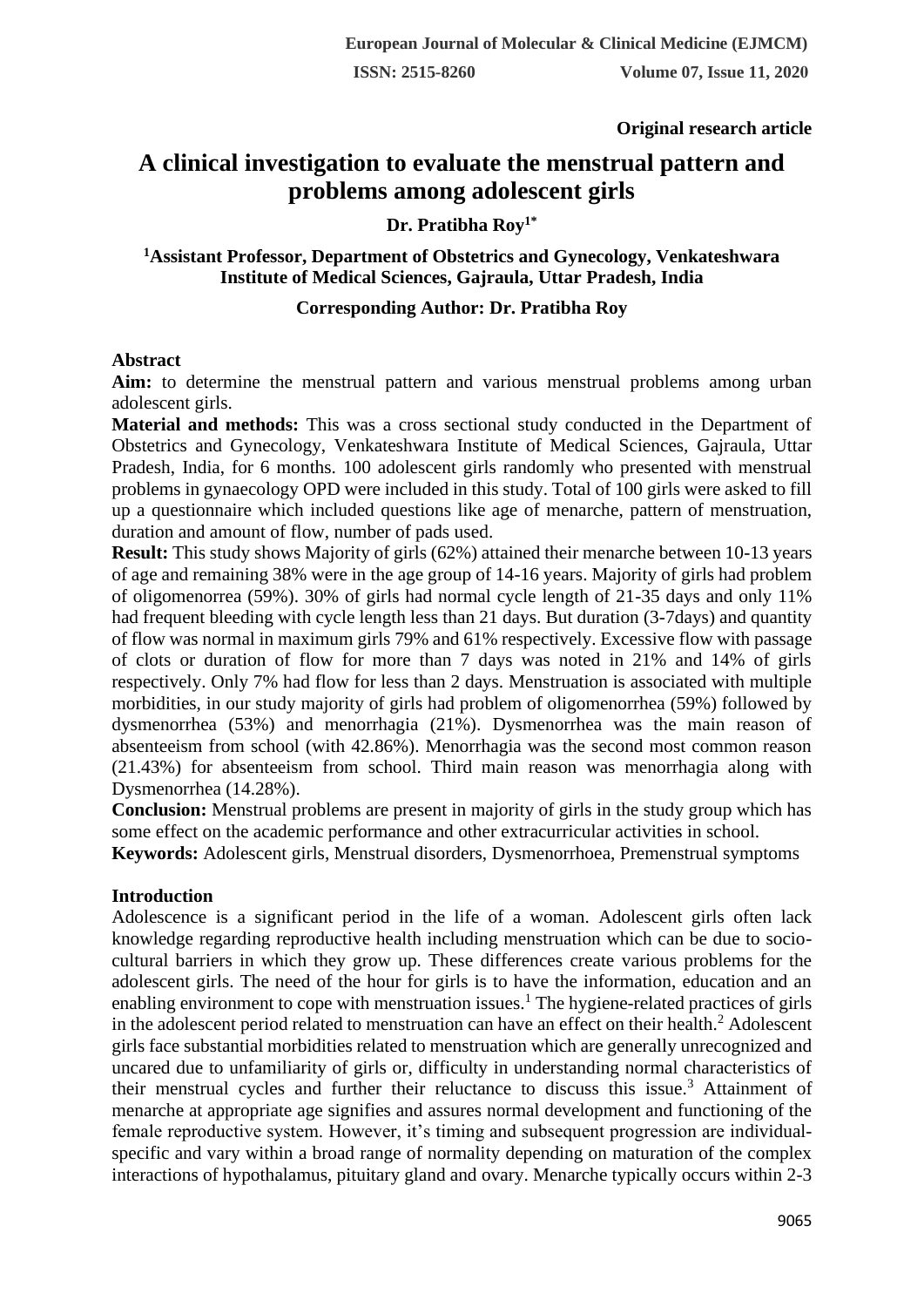**Original research article**

# A clinical investigation to evaluate the menstrual pattern and problems among adolescent girls

**Dr. Pratibha Roy[1*]**

**[1]Assistant Professor, Department of Obstetrics and Gynecology, Venkateshwara Institute of Medical Sciences, Gajraula, Uttar Pradesh, India**

**Corresponding Author: Dr. Pratibha Roy**

## Abstract

**Aim:** to determine the menstrual pattern and various menstrual problems among urban adolescent girls.

**Material and methods:** This was a cross sectional study conducted in the Department of Obstetrics and Gynecology, Venkateshwara Institute of Medical Sciences, Gajraula, Uttar Pradesh, India, for 6 months. 100 adolescent girls randomly who presented with menstrual problems in gynaecology OPD were included in this study. Total of 100 girls were asked to fill up a questionnaire which included questions like age of menarche, pattern of menstruation, duration and amount of flow, number of pads used.

**Result:** This study shows Majority of girls (62%) attained their menarche between 10-13 years of age and remaining 38% were in the age group of 14-16 years. Majority of girls had problem of oligomenorrea (59%). 30% of girls had normal cycle length of 21-35 days and only 11% had frequent bleeding with cycle length less than 21 days. But duration (3-7days) and quantity of flow was normal in maximum girls 79% and 61% respectively. Excessive flow with passage of clots or duration of flow for more than 7 days was noted in 21% and 14% of girls respectively. Only 7% had flow for less than 2 days. Menstruation is associated with multiple morbidities, in our study majority of girls had problem of oligomenorrhea (59%) followed by dysmenorrhea (53%) and menorrhagia (21%). Dysmenorrhea was the main reason of absenteeism from school (with 42.86%). Menorrhagia was the second most common reason (21.43%) for absenteeism from school. Third main reason was menorrhagia along with Dysmenorrhea (14.28%).

**Conclusion:** Menstrual problems are present in majority of girls in the study group which has some effect on the academic performance and other extracurricular activities in school.

**Keywords:** Adolescent girls, Menstrual disorders, Dysmenorrhoea, Premenstrual symptoms

## Introduction

Adolescence is a significant period in the life of a woman. Adolescent girls often lack knowledge regarding reproductive health including menstruation which can be due to socio-cultural barriers in which they grow up. These differences create various problems for the adolescent girls. The need of the hour for girls is to have the information, education and an enabling environment to cope with menstruation issues.[1] The hygiene-related practices of girls in the adolescent period related to menstruation can have an effect on their health.[2] Adolescent girls face substantial morbidities related to menstruation which are generally unrecognized and uncared due to unfamiliarity of girls or, difficulty in understanding normal characteristics of their menstrual cycles and further their reluctance to discuss this issue.[3] Attainment of menarche at appropriate age signifies and assures normal development and functioning of the female reproductive system. However, it's timing and subsequent progression are individual-specific and vary within a broad range of normality depending on maturation of the complex interactions of hypothalamus, pituitary gland and ovary. Menarche typically occurs within 2-3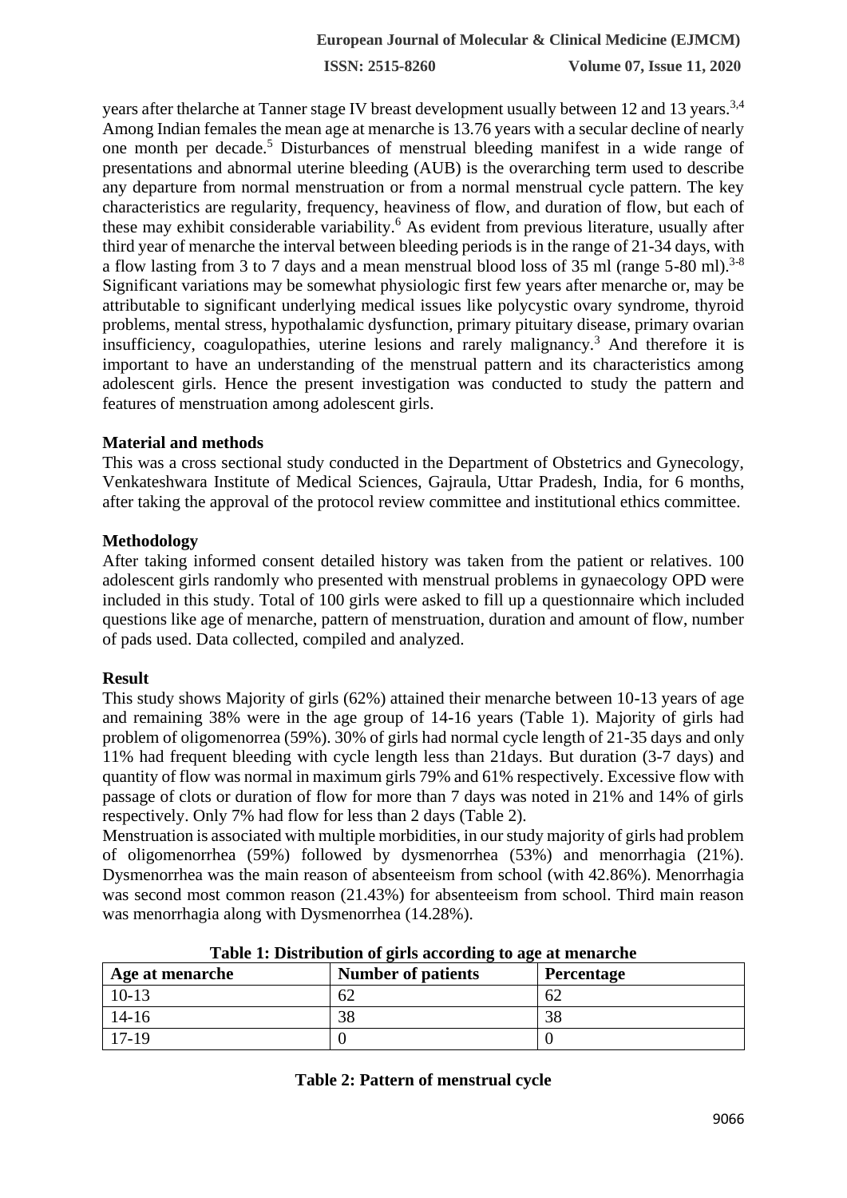years after thelarche at Tanner stage IV breast development usually between 12 and 13 years.[3,4] Among Indian females the mean age at menarche is 13.76 years with a secular decline of nearly one month per decade.[5] Disturbances of menstrual bleeding manifest in a wide range of presentations and abnormal uterine bleeding (AUB) is the overarching term used to describe any departure from normal menstruation or from a normal menstrual cycle pattern. The key characteristics are regularity, frequency, heaviness of flow, and duration of flow, but each of these may exhibit considerable variability.[6] As evident from previous literature, usually after third year of menarche the interval between bleeding periods is in the range of 21-34 days, with a flow lasting from 3 to 7 days and a mean menstrual blood loss of 35 ml (range 5-80 ml).[3-8] Significant variations may be somewhat physiologic first few years after menarche or, may be attributable to significant underlying medical issues like polycystic ovary syndrome, thyroid problems, mental stress, hypothalamic dysfunction, primary pituitary disease, primary ovarian insufficiency, coagulopathies, uterine lesions and rarely malignancy.[3] And therefore it is important to have an understanding of the menstrual pattern and its characteristics among adolescent girls. Hence the present investigation was conducted to study the pattern and features of menstruation among adolescent girls.

**Material and methods**

This was a cross sectional study conducted in the Department of Obstetrics and Gynecology, Venkateshwara Institute of Medical Sciences, Gajraula, Uttar Pradesh, India, for 6 months, after taking the approval of the protocol review committee and institutional ethics committee.

**Methodology**

After taking informed consent detailed history was taken from the patient or relatives. 100 adolescent girls randomly who presented with menstrual problems in gynaecology OPD were included in this study. Total of 100 girls were asked to fill up a questionnaire which included questions like age of menarche, pattern of menstruation, duration and amount of flow, number of pads used. Data collected, compiled and analyzed.

**Result**

This study shows Majority of girls (62%) attained their menarche between 10-13 years of age and remaining 38% were in the age group of 14-16 years (Table 1). Majority of girls had problem of oligomenorrea (59%). 30% of girls had normal cycle length of 21-35 days and only 11% had frequent bleeding with cycle length less than 21days. But duration (3-7 days) and quantity of flow was normal in maximum girls 79% and 61% respectively. Excessive flow with passage of clots or duration of flow for more than 7 days was noted in 21% and 14% of girls respectively. Only 7% had flow for less than 2 days (Table 2).

Menstruation is associated with multiple morbidities, in our study majority of girls had problem of oligomenorrhea (59%) followed by dysmenorrhea (53%) and menorrhagia (21%). Dysmenorrhea was the main reason of absenteeism from school (with 42.86%). Menorrhagia was second most common reason (21.43%) for absenteeism from school. Third main reason was menorrhagia along with Dysmenorrhea (14.28%).

**Table 1: Distribution of girls according to age at menarche**

| Age at menarche | Number of patients | Percentage |
|---|---|---|
| 10-13 | 62 | 62 |
| 14-16 | 38 | 38 |
| 17-19 | 0 | 0 |

**Table 2: Pattern of menstrual cycle**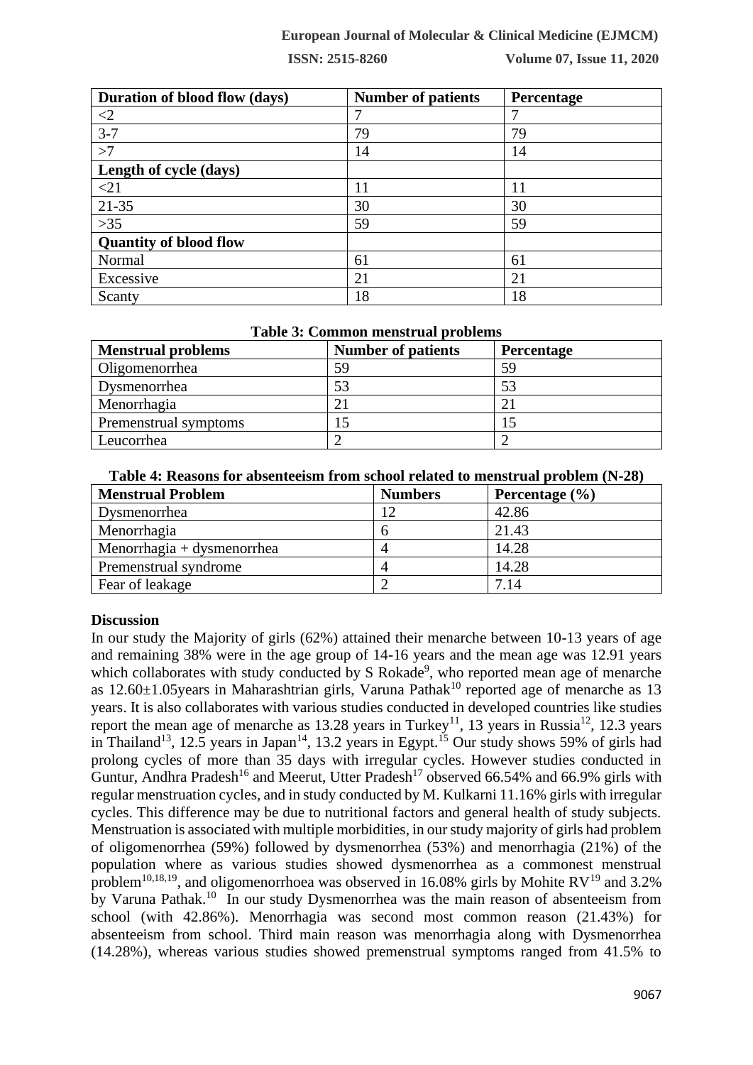| Duration of blood flow (days) | Number of patients | Percentage |
|---|---|---|
| <2 | 7 | 7 |
| 3-7 | 79 | 79 |
| >7 | 14 | 14 |
| **Length of cycle (days)** | | |
| <21 | 11 | 11 |
| 21-35 | 30 | 30 |
| >35 | 59 | 59 |
| **Quantity of blood flow** | | |
| Normal | 61 | 61 |
| Excessive | 21 | 21 |
| Scanty | 18 | 18 |

**Table 3: Common menstrual problems**

| Menstrual problems | Number of patients | Percentage |
|---|---|---|
| Oligomenorrhea | 59 | 59 |
| Dysmenorrhea | 53 | 53 |
| Menorrhagia | 21 | 21 |
| Premenstrual symptoms | 15 | 15 |
| Leucorrhea | 2 | 2 |

**Table 4: Reasons for absenteeism from school related to menstrual problem (N-28)**

| Menstrual Problem | Numbers | Percentage (%) |
|---|---|---|
| Dysmenorrhea | 12 | 42.86 |
| Menorrhagia | 6 | 21.43 |
| Menorrhagia + dysmenorrhea | 4 | 14.28 |
| Premenstrual syndrome | 4 | 14.28 |
| Fear of leakage | 2 | 7.14 |

## Discussion

In our study the Majority of girls (62%) attained their menarche between 10-13 years of age and remaining 38% were in the age group of 14-16 years and the mean age was 12.91 years which collaborates with study conducted by S Rokade[9], who reported mean age of menarche as 12.60±1.05years in Maharashtrian girls, Varuna Pathak[10] reported age of menarche as 13 years. It is also collaborates with various studies conducted in developed countries like studies report the mean age of menarche as 13.28 years in Turkey[11], 13 years in Russia[12], 12.3 years in Thailand[13], 12.5 years in Japan[14], 13.2 years in Egypt.[15] Our study shows 59% of girls had prolong cycles of more than 35 days with irregular cycles. However studies conducted in Guntur, Andhra Pradesh[16] and Meerut, Utter Pradesh[17] observed 66.54% and 66.9% girls with regular menstruation cycles, and in study conducted by M. Kulkarni 11.16% girls with irregular cycles. This difference may be due to nutritional factors and general health of study subjects. Menstruation is associated with multiple morbidities, in our study majority of girls had problem of oligomenorrhea (59%) followed by dysmenorrhea (53%) and menorrhagia (21%) of the population where as various studies showed dysmenorrhea as a commonest menstrual problem[10,18,19], and oligomenorrhoea was observed in 16.08% girls by Mohite RV[19] and 3.2% by Varuna Pathak.[10] In our study Dysmenorrhea was the main reason of absenteeism from school (with 42.86%). Menorrhagia was second most common reason (21.43%) for absenteeism from school. Third main reason was menorrhagia along with Dysmenorrhea (14.28%), whereas various studies showed premenstrual symptoms ranged from 41.5% to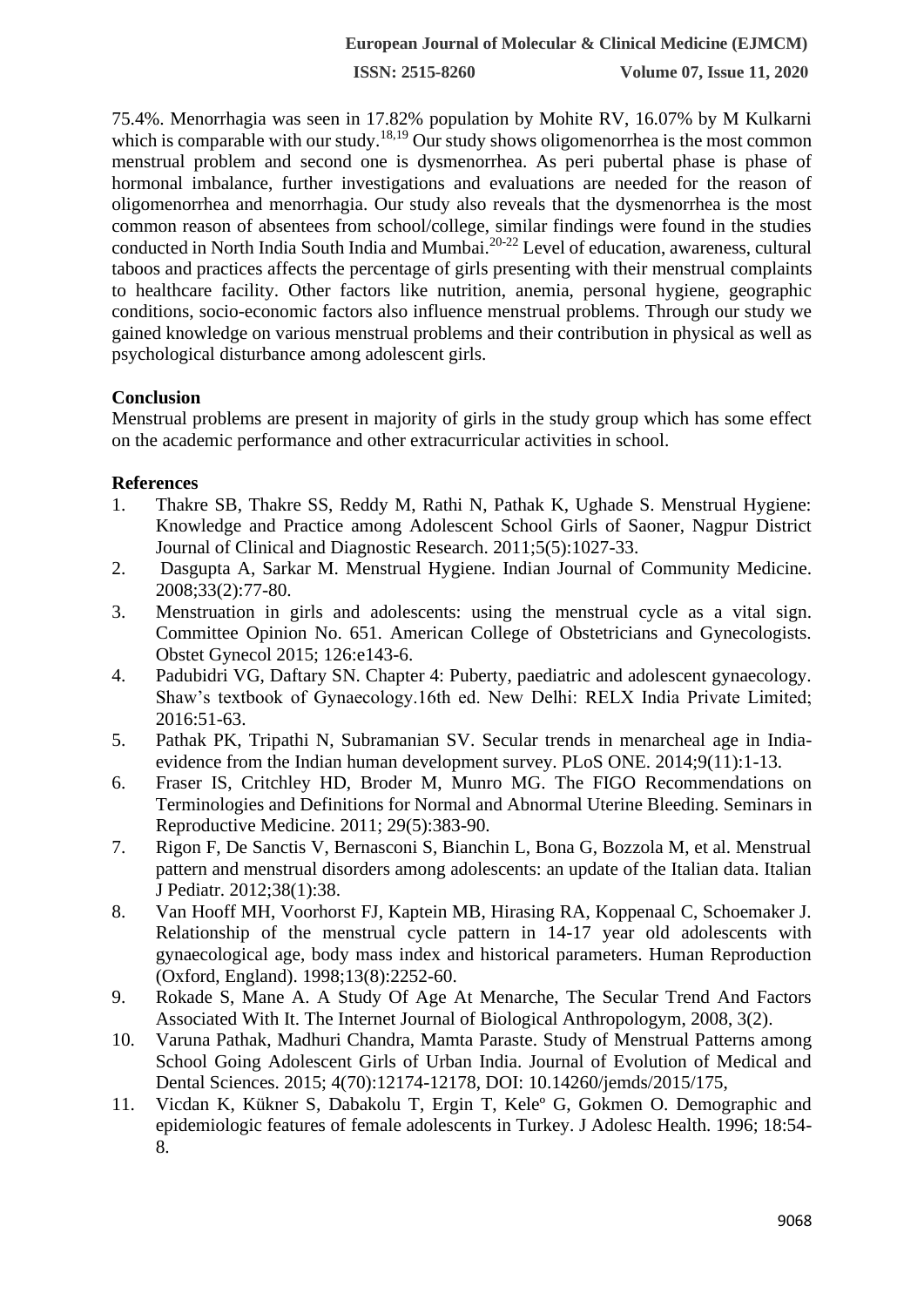75.4%. Menorrhagia was seen in 17.82% population by Mohite RV, 16.07% by M Kulkarni which is comparable with our study.[18,19] Our study shows oligomenorrhea is the most common menstrual problem and second one is dysmenorrhea. As peri pubertal phase is phase of hormonal imbalance, further investigations and evaluations are needed for the reason of oligomenorrhea and menorrhagia. Our study also reveals that the dysmenorrhea is the most common reason of absentees from school/college, similar findings were found in the studies conducted in North India South India and Mumbai.[20-22] Level of education, awareness, cultural taboos and practices affects the percentage of girls presenting with their menstrual complaints to healthcare facility. Other factors like nutrition, anemia, personal hygiene, geographic conditions, socio-economic factors also influence menstrual problems. Through our study we gained knowledge on various menstrual problems and their contribution in physical as well as psychological disturbance among adolescent girls.

## Conclusion

Menstrual problems are present in majority of girls in the study group which has some effect on the academic performance and other extracurricular activities in school.

## References

1. Thakre SB, Thakre SS, Reddy M, Rathi N, Pathak K, Ughade S. Menstrual Hygiene: Knowledge and Practice among Adolescent School Girls of Saoner, Nagpur District Journal of Clinical and Diagnostic Research. 2011;5(5):1027-33.
2. Dasgupta A, Sarkar M. Menstrual Hygiene. Indian Journal of Community Medicine. 2008;33(2):77-80.
3. Menstruation in girls and adolescents: using the menstrual cycle as a vital sign. Committee Opinion No. 651. American College of Obstetricians and Gynecologists. Obstet Gynecol 2015; 126:e143-6.
4. Padubidri VG, Daftary SN. Chapter 4: Puberty, paediatric and adolescent gynaecology. Shaw's textbook of Gynaecology.16th ed. New Delhi: RELX India Private Limited; 2016:51-63.
5. Pathak PK, Tripathi N, Subramanian SV. Secular trends in menarcheal age in India-evidence from the Indian human development survey. PLoS ONE. 2014;9(11):1-13.
6. Fraser IS, Critchley HD, Broder M, Munro MG. The FIGO Recommendations on Terminologies and Definitions for Normal and Abnormal Uterine Bleeding. Seminars in Reproductive Medicine. 2011; 29(5):383-90.
7. Rigon F, De Sanctis V, Bernasconi S, Bianchin L, Bona G, Bozzola M, et al. Menstrual pattern and menstrual disorders among adolescents: an update of the Italian data. Italian J Pediatr. 2012;38(1):38.
8. Van Hooff MH, Voorhorst FJ, Kaptein MB, Hirasing RA, Koppenaal C, Schoemaker J. Relationship of the menstrual cycle pattern in 14-17 year old adolescents with gynaecological age, body mass index and historical parameters. Human Reproduction (Oxford, England). 1998;13(8):2252-60.
9. Rokade S, Mane A. A Study Of Age At Menarche, The Secular Trend And Factors Associated With It. The Internet Journal of Biological Anthropologym, 2008, 3(2).
10. Varuna Pathak, Madhuri Chandra, Mamta Paraste. Study of Menstrual Patterns among School Going Adolescent Girls of Urban India. Journal of Evolution of Medical and Dental Sciences. 2015; 4(70):12174-12178, DOI: 10.14260/jemds/2015/175,
11. Vicdan K, Kükner S, Dabakolu T, Ergin T, Keleº G, Gokmen O. Demographic and epidemiologic features of female adolescents in Turkey. J Adolesc Health. 1996; 18:54-8.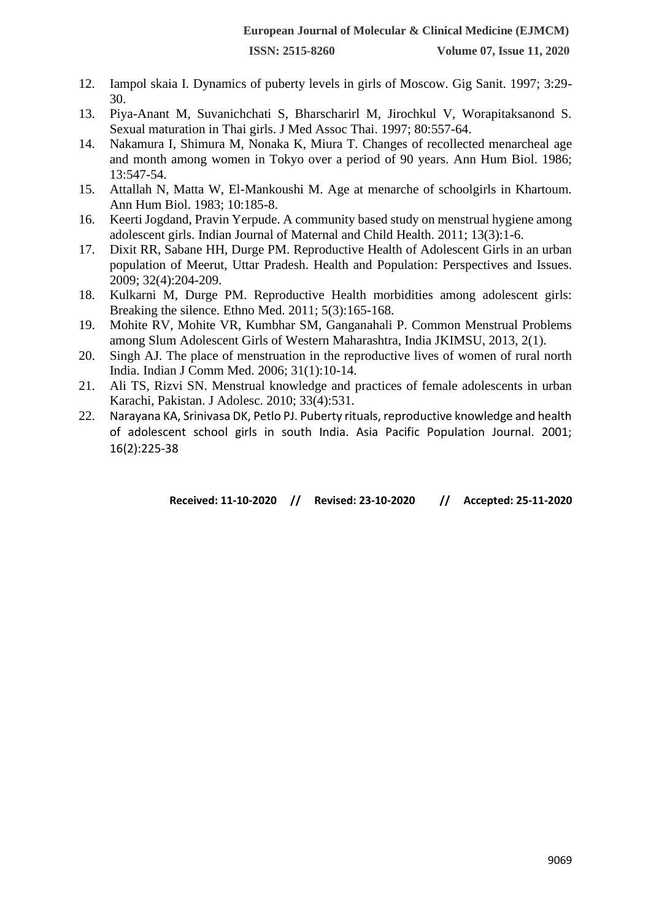12. Iampol skaia I. Dynamics of puberty levels in girls of Moscow. Gig Sanit. 1997; 3:29-30.
13. Piya-Anant M, Suvanichchati S, Bharscharirl M, Jirochkul V, Worapitaksanond S. Sexual maturation in Thai girls. J Med Assoc Thai. 1997; 80:557-64.
14. Nakamura I, Shimura M, Nonaka K, Miura T. Changes of recollected menarcheal age and month among women in Tokyo over a period of 90 years. Ann Hum Biol. 1986; 13:547-54.
15. Attallah N, Matta W, El-Mankoushi M. Age at menarche of schoolgirls in Khartoum. Ann Hum Biol. 1983; 10:185-8.
16. Keerti Jogdand, Pravin Yerpude. A community based study on menstrual hygiene among adolescent girls. Indian Journal of Maternal and Child Health. 2011; 13(3):1-6.
17. Dixit RR, Sabane HH, Durge PM. Reproductive Health of Adolescent Girls in an urban population of Meerut, Uttar Pradesh. Health and Population: Perspectives and Issues. 2009; 32(4):204-209.
18. Kulkarni M, Durge PM. Reproductive Health morbidities among adolescent girls: Breaking the silence. Ethno Med. 2011; 5(3):165-168.
19. Mohite RV, Mohite VR, Kumbhar SM, Ganganahali P. Common Menstrual Problems among Slum Adolescent Girls of Western Maharashtra, India JKIMSU, 2013, 2(1).
20. Singh AJ. The place of menstruation in the reproductive lives of women of rural north India. Indian J Comm Med. 2006; 31(1):10-14.
21. Ali TS, Rizvi SN. Menstrual knowledge and practices of female adolescents in urban Karachi, Pakistan. J Adolesc. 2010; 33(4):531.
22. Narayana KA, Srinivasa DK, Petlo PJ. Puberty rituals, reproductive knowledge and health of adolescent school girls in south India. Asia Pacific Population Journal. 2001; 16(2):225-38

**Received: 11-10-2020 // Revised: 23-10-2020 // Accepted: 25-11-2020**